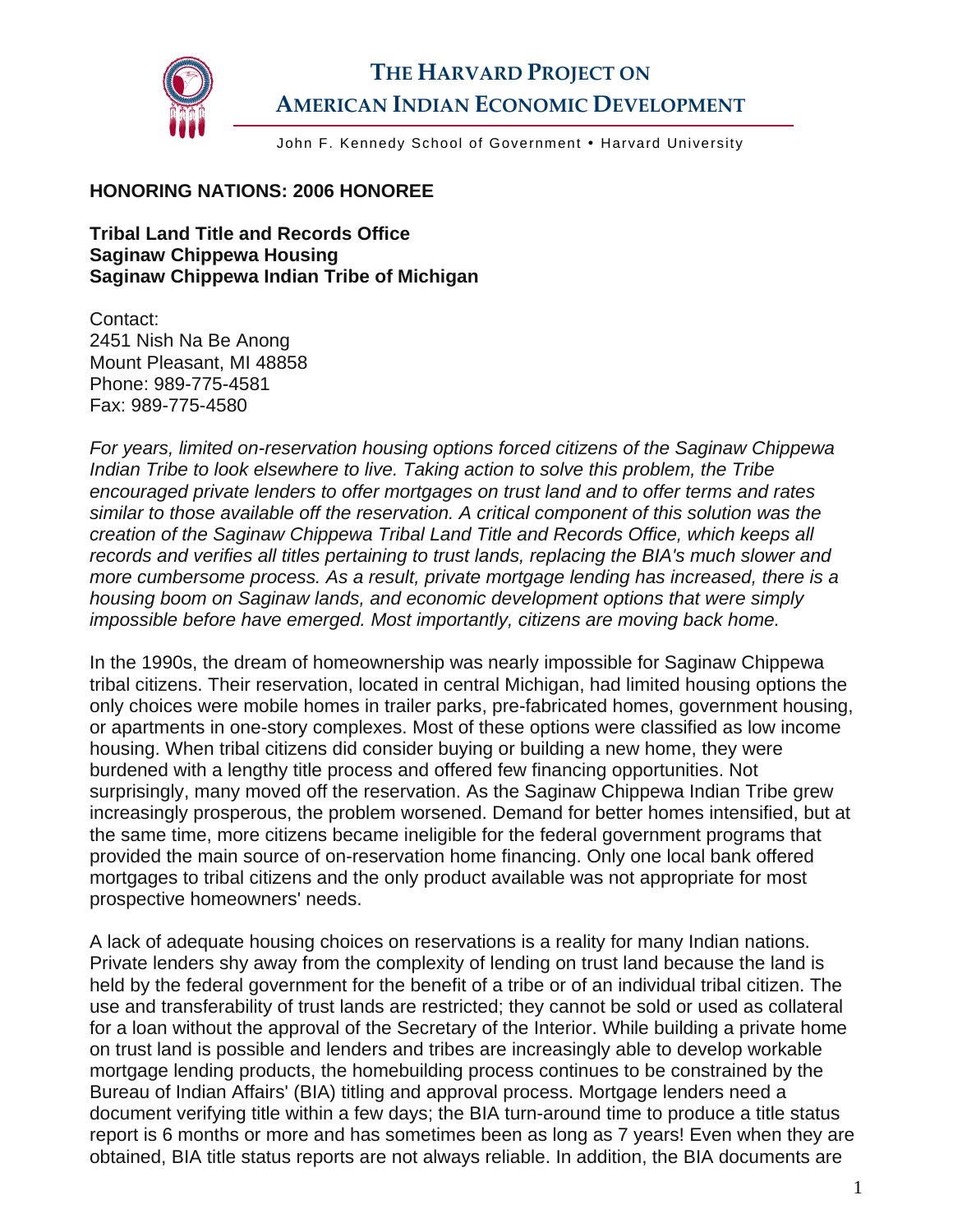# THE HARVARD PROJECT ON AMERICAN INDIAN ECONOMIC DEVELOPMENT

John F. Kennedy School of Government • Harvard University

**HONORING NATIONS: 2006 HONOREE**

**Tribal Land Title and Records Office**
**Saginaw Chippewa Housing**
**Saginaw Chippewa Indian Tribe of Michigan**

Contact:
2451 Nish Na Be Anong
Mount Pleasant, MI 48858
Phone: 989-775-4581
Fax: 989-775-4580

*For years, limited on-reservation housing options forced citizens of the Saginaw Chippewa Indian Tribe to look elsewhere to live. Taking action to solve this problem, the Tribe encouraged private lenders to offer mortgages on trust land and to offer terms and rates similar to those available off the reservation. A critical component of this solution was the creation of the Saginaw Chippewa Tribal Land Title and Records Office, which keeps all records and verifies all titles pertaining to trust lands, replacing the BIA's much slower and more cumbersome process. As a result, private mortgage lending has increased, there is a housing boom on Saginaw lands, and economic development options that were simply impossible before have emerged. Most importantly, citizens are moving back home.*

In the 1990s, the dream of homeownership was nearly impossible for Saginaw Chippewa tribal citizens. Their reservation, located in central Michigan, had limited housing options the only choices were mobile homes in trailer parks, pre-fabricated homes, government housing, or apartments in one-story complexes. Most of these options were classified as low income housing. When tribal citizens did consider buying or building a new home, they were burdened with a lengthy title process and offered few financing opportunities. Not surprisingly, many moved off the reservation. As the Saginaw Chippewa Indian Tribe grew increasingly prosperous, the problem worsened. Demand for better homes intensified, but at the same time, more citizens became ineligible for the federal government programs that provided the main source of on-reservation home financing. Only one local bank offered mortgages to tribal citizens and the only product available was not appropriate for most prospective homeowners' needs.

A lack of adequate housing choices on reservations is a reality for many Indian nations. Private lenders shy away from the complexity of lending on trust land because the land is held by the federal government for the benefit of a tribe or of an individual tribal citizen. The use and transferability of trust lands are restricted; they cannot be sold or used as collateral for a loan without the approval of the Secretary of the Interior. While building a private home on trust land is possible and lenders and tribes are increasingly able to develop workable mortgage lending products, the homebuilding process continues to be constrained by the Bureau of Indian Affairs' (BIA) titling and approval process. Mortgage lenders need a document verifying title within a few days; the BIA turn-around time to produce a title status report is 6 months or more and has sometimes been as long as 7 years! Even when they are obtained, BIA title status reports are not always reliable. In addition, the BIA documents are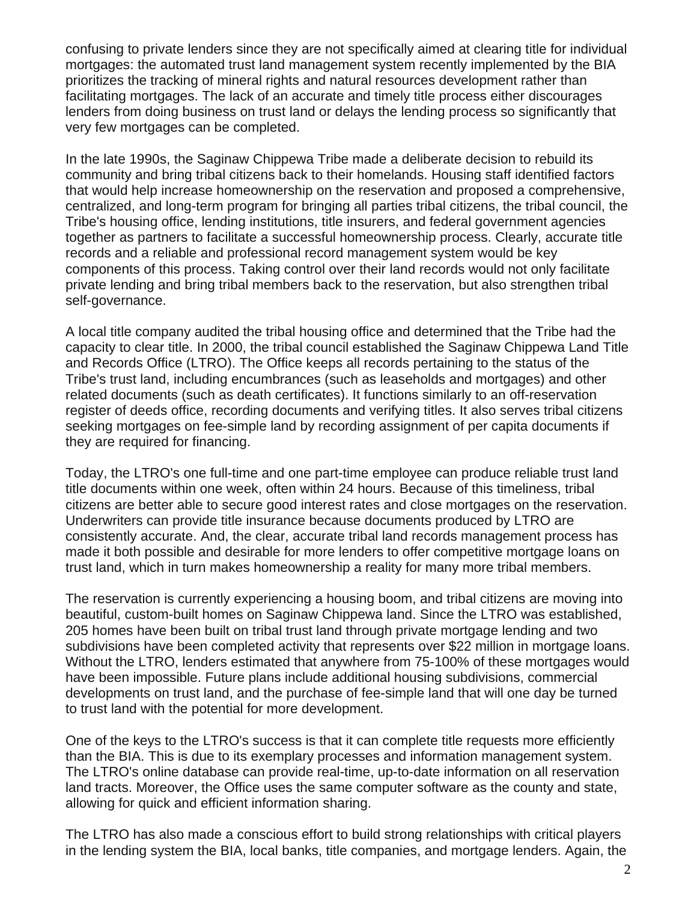confusing to private lenders since they are not specifically aimed at clearing title for individual mortgages: the automated trust land management system recently implemented by the BIA prioritizes the tracking of mineral rights and natural resources development rather than facilitating mortgages. The lack of an accurate and timely title process either discourages lenders from doing business on trust land or delays the lending process so significantly that very few mortgages can be completed.

In the late 1990s, the Saginaw Chippewa Tribe made a deliberate decision to rebuild its community and bring tribal citizens back to their homelands. Housing staff identified factors that would help increase homeownership on the reservation and proposed a comprehensive, centralized, and long-term program for bringing all parties tribal citizens, the tribal council, the Tribe's housing office, lending institutions, title insurers, and federal government agencies together as partners to facilitate a successful homeownership process. Clearly, accurate title records and a reliable and professional record management system would be key components of this process. Taking control over their land records would not only facilitate private lending and bring tribal members back to the reservation, but also strengthen tribal self-governance.

A local title company audited the tribal housing office and determined that the Tribe had the capacity to clear title. In 2000, the tribal council established the Saginaw Chippewa Land Title and Records Office (LTRO). The Office keeps all records pertaining to the status of the Tribe's trust land, including encumbrances (such as leaseholds and mortgages) and other related documents (such as death certificates). It functions similarly to an off-reservation register of deeds office, recording documents and verifying titles. It also serves tribal citizens seeking mortgages on fee-simple land by recording assignment of per capita documents if they are required for financing.

Today, the LTRO's one full-time and one part-time employee can produce reliable trust land title documents within one week, often within 24 hours. Because of this timeliness, tribal citizens are better able to secure good interest rates and close mortgages on the reservation. Underwriters can provide title insurance because documents produced by LTRO are consistently accurate. And, the clear, accurate tribal land records management process has made it both possible and desirable for more lenders to offer competitive mortgage loans on trust land, which in turn makes homeownership a reality for many more tribal members.

The reservation is currently experiencing a housing boom, and tribal citizens are moving into beautiful, custom-built homes on Saginaw Chippewa land. Since the LTRO was established, 205 homes have been built on tribal trust land through private mortgage lending and two subdivisions have been completed activity that represents over $22 million in mortgage loans. Without the LTRO, lenders estimated that anywhere from 75-100% of these mortgages would have been impossible. Future plans include additional housing subdivisions, commercial developments on trust land, and the purchase of fee-simple land that will one day be turned to trust land with the potential for more development.

One of the keys to the LTRO's success is that it can complete title requests more efficiently than the BIA. This is due to its exemplary processes and information management system. The LTRO's online database can provide real-time, up-to-date information on all reservation land tracts. Moreover, the Office uses the same computer software as the county and state, allowing for quick and efficient information sharing.

The LTRO has also made a conscious effort to build strong relationships with critical players in the lending system the BIA, local banks, title companies, and mortgage lenders. Again, the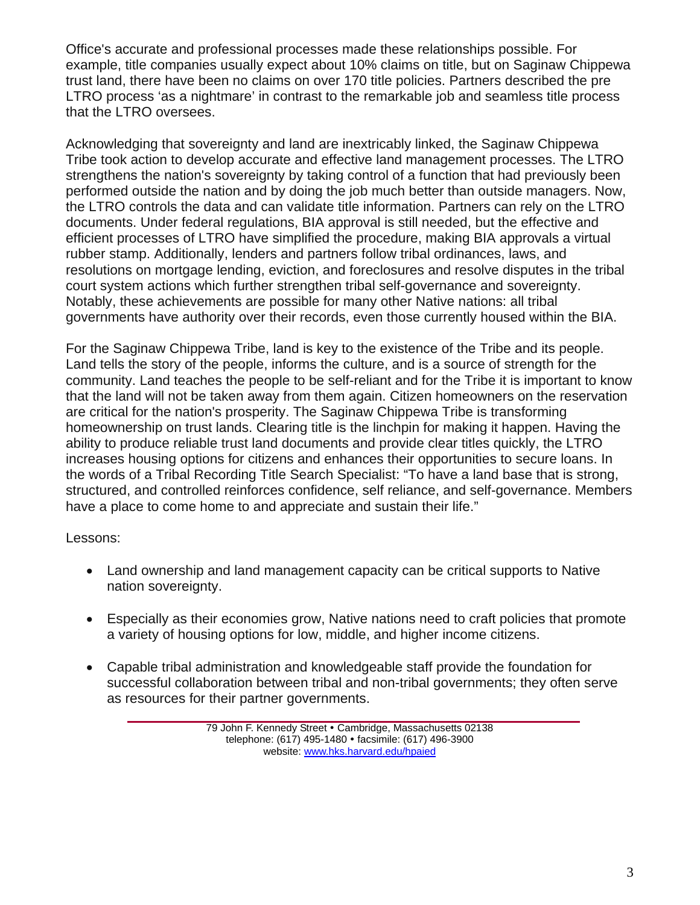Office's accurate and professional processes made these relationships possible. For example, title companies usually expect about 10% claims on title, but on Saginaw Chippewa trust land, there have been no claims on over 170 title policies. Partners described the pre LTRO process 'as a nightmare' in contrast to the remarkable job and seamless title process that the LTRO oversees.

Acknowledging that sovereignty and land are inextricably linked, the Saginaw Chippewa Tribe took action to develop accurate and effective land management processes. The LTRO strengthens the nation's sovereignty by taking control of a function that had previously been performed outside the nation and by doing the job much better than outside managers. Now, the LTRO controls the data and can validate title information. Partners can rely on the LTRO documents. Under federal regulations, BIA approval is still needed, but the effective and efficient processes of LTRO have simplified the procedure, making BIA approvals a virtual rubber stamp. Additionally, lenders and partners follow tribal ordinances, laws, and resolutions on mortgage lending, eviction, and foreclosures and resolve disputes in the tribal court system actions which further strengthen tribal self-governance and sovereignty. Notably, these achievements are possible for many other Native nations: all tribal governments have authority over their records, even those currently housed within the BIA.

For the Saginaw Chippewa Tribe, land is key to the existence of the Tribe and its people. Land tells the story of the people, informs the culture, and is a source of strength for the community. Land teaches the people to be self-reliant and for the Tribe it is important to know that the land will not be taken away from them again. Citizen homeowners on the reservation are critical for the nation's prosperity. The Saginaw Chippewa Tribe is transforming homeownership on trust lands. Clearing title is the linchpin for making it happen. Having the ability to produce reliable trust land documents and provide clear titles quickly, the LTRO increases housing options for citizens and enhances their opportunities to secure loans. In the words of a Tribal Recording Title Search Specialist: "To have a land base that is strong, structured, and controlled reinforces confidence, self reliance, and self-governance. Members have a place to come home to and appreciate and sustain their life."

Lessons:

- Land ownership and land management capacity can be critical supports to Native nation sovereignty.
- Especially as their economies grow, Native nations need to craft policies that promote a variety of housing options for low, middle, and higher income citizens.
- Capable tribal administration and knowledgeable staff provide the foundation for successful collaboration between tribal and non-tribal governments; they often serve as resources for their partner governments.

79 John F. Kennedy Street • Cambridge, Massachusetts 02138
telephone: (617) 495-1480 • facsimile: (617) 496-3900
website: www.hks.harvard.edu/hpaied